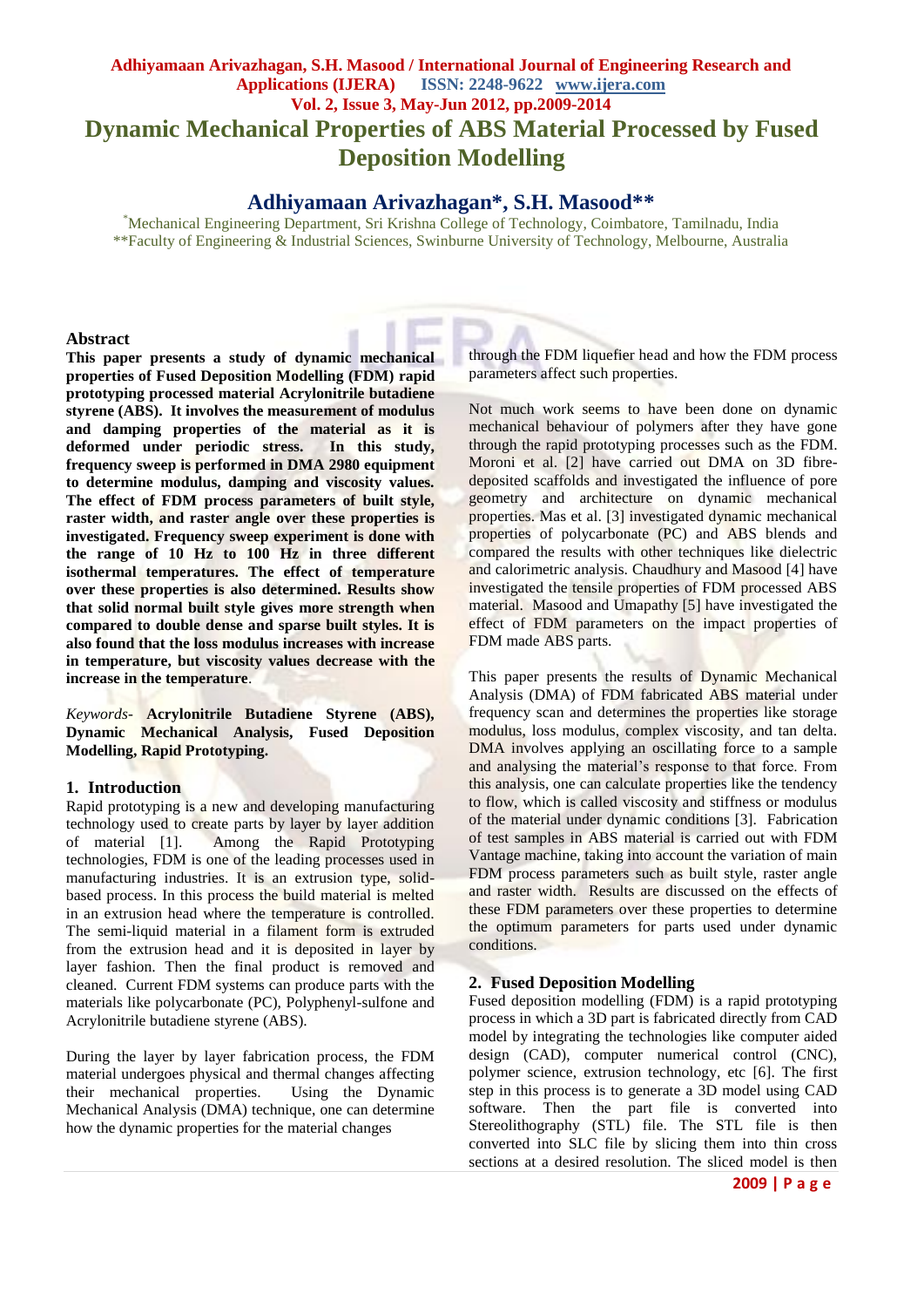# Dynamic Mechanical Properties of ABS Material Processed by Fused Deposition Modelling

## Adhiyamaan Arivazhagan*, S.H. Masood**

*Mechanical Engineering Department, Sri Krishna College of Technology, Coimbatore, Tamilnadu, India
**Faculty of Engineering & Industrial Sciences, Swinburne University of Technology, Melbourne, Australia

### Abstract

**This paper presents a study of dynamic mechanical properties of Fused Deposition Modelling (FDM) rapid prototyping processed material Acrylonitrile butadiene styrene (ABS). It involves the measurement of modulus and damping properties of the material as it is deformed under periodic stress. In this study, frequency sweep is performed in DMA 2980 equipment to determine modulus, damping and viscosity values. The effect of FDM process parameters of built style, raster width, and raster angle over these properties is investigated. Frequency sweep experiment is done with the range of 10 Hz to 100 Hz in three different isothermal temperatures. The effect of temperature over these properties is also determined. Results show that solid normal built style gives more strength when compared to double dense and sparse built styles. It is also found that the loss modulus increases with increase in temperature, but viscosity values decrease with the increase in the temperature**.

*Keywords-* **Acrylonitrile Butadiene Styrene (ABS), Dynamic Mechanical Analysis, Fused Deposition Modelling, Rapid Prototyping.**

### 1. Introduction

Rapid prototyping is a new and developing manufacturing technology used to create parts by layer by layer addition of material [1]. Among the Rapid Prototyping technologies, FDM is one of the leading processes used in manufacturing industries. It is an extrusion type, solid-based process. In this process the build material is melted in an extrusion head where the temperature is controlled. The semi-liquid material in a filament form is extruded from the extrusion head and it is deposited in layer by layer fashion. Then the final product is removed and cleaned. Current FDM systems can produce parts with the materials like polycarbonate (PC), Polyphenyl-sulfone and Acrylonitrile butadiene styrene (ABS).

During the layer by layer fabrication process, the FDM material undergoes physical and thermal changes affecting their mechanical properties. Using the Dynamic Mechanical Analysis (DMA) technique, one can determine how the dynamic properties for the material changes through the FDM liquefier head and how the FDM process parameters affect such properties.

Not much work seems to have been done on dynamic mechanical behaviour of polymers after they have gone through the rapid prototyping processes such as the FDM. Moroni et al. [2] have carried out DMA on 3D fibre-deposited scaffolds and investigated the influence of pore geometry and architecture on dynamic mechanical properties. Mas et al. [3] investigated dynamic mechanical properties of polycarbonate (PC) and ABS blends and compared the results with other techniques like dielectric and calorimetric analysis. Chaudhury and Masood [4] have investigated the tensile properties of FDM processed ABS material. Masood and Umapathy [5] have investigated the effect of FDM parameters on the impact properties of FDM made ABS parts.

This paper presents the results of Dynamic Mechanical Analysis (DMA) of FDM fabricated ABS material under frequency scan and determines the properties like storage modulus, loss modulus, complex viscosity, and tan delta. DMA involves applying an oscillating force to a sample and analysing the material's response to that force. From this analysis, one can calculate properties like the tendency to flow, which is called viscosity and stiffness or modulus of the material under dynamic conditions [3]. Fabrication of test samples in ABS material is carried out with FDM Vantage machine, taking into account the variation of main FDM process parameters such as built style, raster angle and raster width. Results are discussed on the effects of these FDM parameters over these properties to determine the optimum parameters for parts used under dynamic conditions.

### 2. Fused Deposition Modelling

Fused deposition modelling (FDM) is a rapid prototyping process in which a 3D part is fabricated directly from CAD model by integrating the technologies like computer aided design (CAD), computer numerical control (CNC), polymer science, extrusion technology, etc [6]. The first step in this process is to generate a 3D model using CAD software. Then the part file is converted into Stereolithography (STL) file. The STL file is then converted into SLC file by slicing them into thin cross sections at a desired resolution. The sliced model is then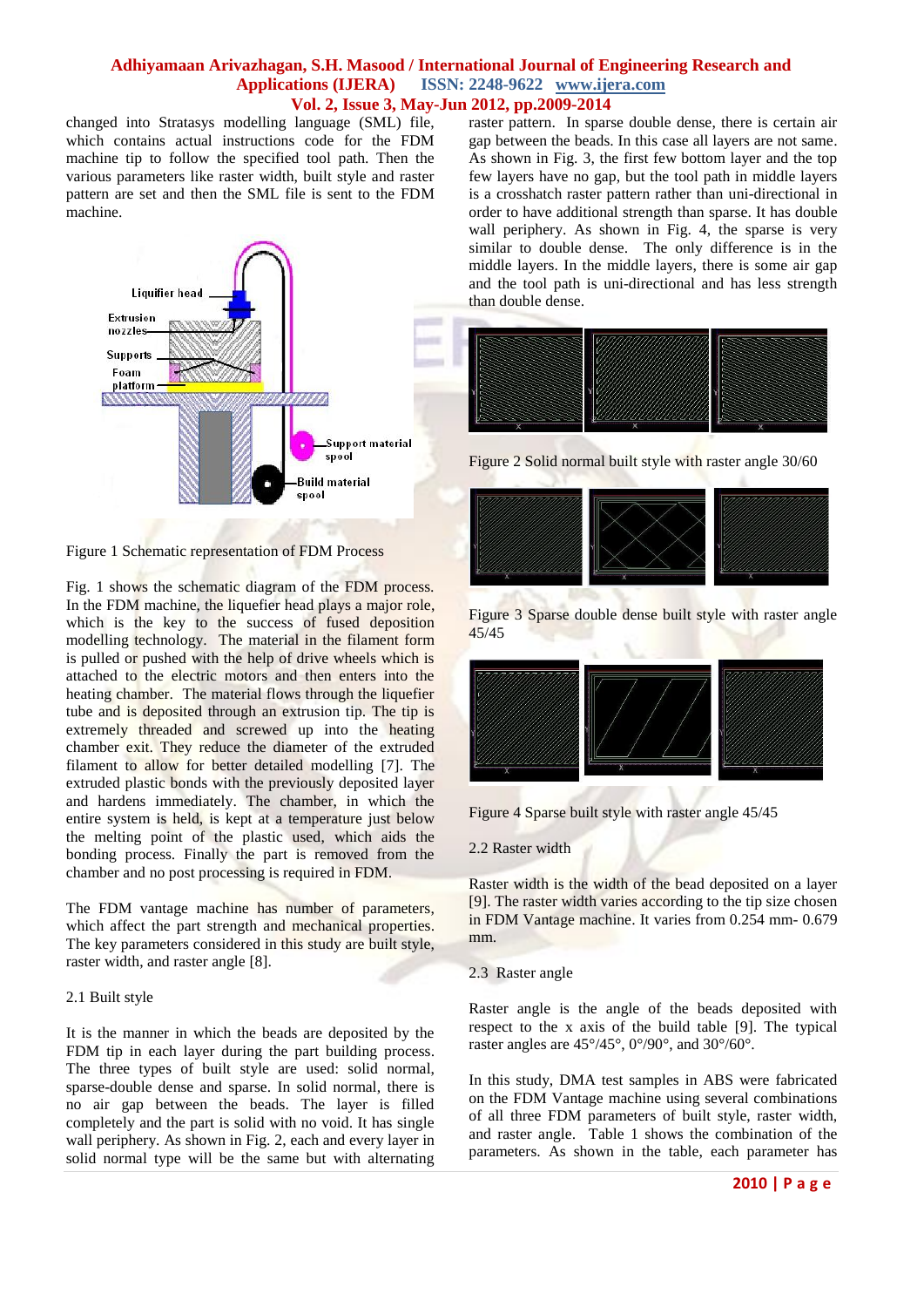changed into Stratasys modelling language (SML) file, which contains actual instructions code for the FDM machine tip to follow the specified tool path. Then the various parameters like raster width, built style and raster pattern are set and then the SML file is sent to the FDM machine.

Figure 1 Schematic representation of FDM Process

Fig. 1 shows the schematic diagram of the FDM process. In the FDM machine, the liquefier head plays a major role, which is the key to the success of fused deposition modelling technology. The material in the filament form is pulled or pushed with the help of drive wheels which is attached to the electric motors and then enters into the heating chamber. The material flows through the liquefier tube and is deposited through an extrusion tip. The tip is extremely threaded and screwed up into the heating chamber exit. They reduce the diameter of the extruded filament to allow for better detailed modelling [7]. The extruded plastic bonds with the previously deposited layer and hardens immediately. The chamber, in which the entire system is held, is kept at a temperature just below the melting point of the plastic used, which aids the bonding process. Finally the part is removed from the chamber and no post processing is required in FDM.

The FDM vantage machine has number of parameters, which affect the part strength and mechanical properties. The key parameters considered in this study are built style, raster width, and raster angle [8].

### 2.1 Built style

It is the manner in which the beads are deposited by the FDM tip in each layer during the part building process. The three types of built style are used: solid normal, sparse-double dense and sparse. In solid normal, there is no air gap between the beads. The layer is filled completely and the part is solid with no void. It has single wall periphery. As shown in Fig. 2, each and every layer in solid normal type will be the same but with alternating raster pattern. In sparse double dense, there is certain air gap between the beads. In this case all layers are not same. As shown in Fig. 3, the first few bottom layer and the top few layers have no gap, but the tool path in middle layers is a crosshatch raster pattern rather than uni-directional in order to have additional strength than sparse. It has double wall periphery. As shown in Fig. 4, the sparse is very similar to double dense. The only difference is in the middle layers. In the middle layers, there is some air gap and the tool path is uni-directional and has less strength than double dense.

Figure 2 Solid normal built style with raster angle 30/60

Figure 3 Sparse double dense built style with raster angle 45/45

Figure 4 Sparse built style with raster angle 45/45

### 2.2 Raster width

Raster width is the width of the bead deposited on a layer [9]. The raster width varies according to the tip size chosen in FDM Vantage machine. It varies from 0.254 mm- 0.679 mm.

### 2.3 Raster angle

Raster angle is the angle of the beads deposited with respect to the x axis of the build table [9]. The typical raster angles are 45°/45°, 0°/90°, and 30°/60°.

In this study, DMA test samples in ABS were fabricated on the FDM Vantage machine using several combinations of all three FDM parameters of built style, raster width, and raster angle. Table 1 shows the combination of the parameters. As shown in the table, each parameter has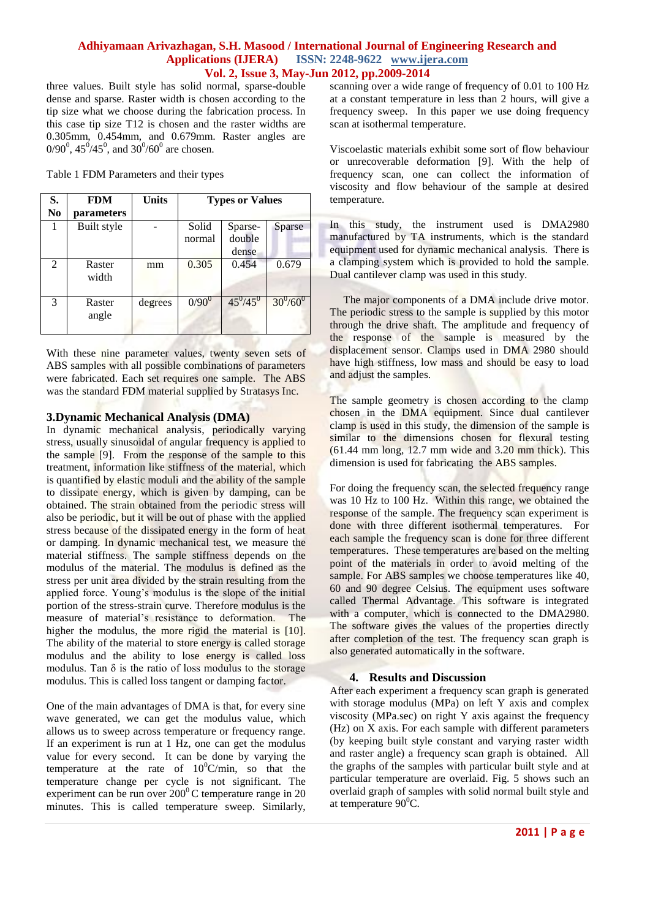three values. Built style has solid normal, sparse-double dense and sparse. Raster width is chosen according to the tip size what we choose during the fabrication process. In this case tip size T12 is chosen and the raster widths are 0.305mm, 0.454mm, and 0.679mm. Raster angles are $0/90^0$, $45^0/45^0$, and $30^0/60^0$ are chosen.

Table 1 FDM Parameters and their types

| S. No | FDM parameters | Units | Types or Values | | |
|---|---|---|---|---|---|
| 1 | Built style | - | Solid normal | Sparse-double dense | Sparse |
| 2 | Raster width | mm | 0.305 | 0.454 | 0.679 |
| 3 | Raster angle | degrees | $0/90^0$ | $45^0/45^0$ | $30^0/60^0$ |

With these nine parameter values, twenty seven sets of ABS samples with all possible combinations of parameters were fabricated. Each set requires one sample. The ABS was the standard FDM material supplied by Stratasys Inc.

## 3.Dynamic Mechanical Analysis (DMA)

In dynamic mechanical analysis, periodically varying stress, usually sinusoidal of angular frequency is applied to the sample [9]. From the response of the sample to this treatment, information like stiffness of the material, which is quantified by elastic moduli and the ability of the sample to dissipate energy, which is given by damping, can be obtained. The strain obtained from the periodic stress will also be periodic, but it will be out of phase with the applied stress because of the dissipated energy in the form of heat or damping. In dynamic mechanical test, we measure the material stiffness. The sample stiffness depends on the modulus of the material. The modulus is defined as the stress per unit area divided by the strain resulting from the applied force. Young's modulus is the slope of the initial portion of the stress-strain curve. Therefore modulus is the measure of material's resistance to deformation. The higher the modulus, the more rigid the material is [10]. The ability of the material to store energy is called storage modulus and the ability to lose energy is called loss modulus. Tan $\delta$ is the ratio of loss modulus to the storage modulus. This is called loss tangent or damping factor.

One of the main advantages of DMA is that, for every sine wave generated, we can get the modulus value, which allows us to sweep across temperature or frequency range. If an experiment is run at 1 Hz, one can get the modulus value for every second. It can be done by varying the temperature at the rate of $10^0$C/min, so that the temperature change per cycle is not significant. The experiment can be run over $200^0$ C temperature range in 20 minutes. This is called temperature sweep. Similarly, scanning over a wide range of frequency of 0.01 to 100 Hz at a constant temperature in less than 2 hours, will give a frequency sweep. In this paper we use doing frequency scan at isothermal temperature.

Viscoelastic materials exhibit some sort of flow behaviour or unrecoverable deformation [9]. With the help of frequency scan, one can collect the information of viscosity and flow behaviour of the sample at desired temperature.

In this study, the instrument used is DMA2980 manufactured by TA instruments, which is the standard equipment used for dynamic mechanical analysis. There is a clamping system which is provided to hold the sample. Dual cantilever clamp was used in this study.

The major components of a DMA include drive motor. The periodic stress to the sample is supplied by this motor through the drive shaft. The amplitude and frequency of the response of the sample is measured by the displacement sensor. Clamps used in DMA 2980 should have high stiffness, low mass and should be easy to load and adjust the samples.

The sample geometry is chosen according to the clamp chosen in the DMA equipment. Since dual cantilever clamp is used in this study, the dimension of the sample is similar to the dimensions chosen for flexural testing (61.44 mm long, 12.7 mm wide and 3.20 mm thick). This dimension is used for fabricating the ABS samples.

For doing the frequency scan, the selected frequency range was 10 Hz to 100 Hz. Within this range, we obtained the response of the sample. The frequency scan experiment is done with three different isothermal temperatures. For each sample the frequency scan is done for three different temperatures. These temperatures are based on the melting point of the materials in order to avoid melting of the sample. For ABS samples we choose temperatures like 40, 60 and 90 degree Celsius. The equipment uses software called Thermal Advantage. This software is integrated with a computer, which is connected to the DMA2980. The software gives the values of the properties directly after completion of the test. The frequency scan graph is also generated automatically in the software.

## 4. Results and Discussion

After each experiment a frequency scan graph is generated with storage modulus (MPa) on left Y axis and complex viscosity (MPa.sec) on right Y axis against the frequency (Hz) on X axis. For each sample with different parameters (by keeping built style constant and varying raster width and raster angle) a frequency scan graph is obtained. All the graphs of the samples with particular built style and at particular temperature are overlaid. Fig. 5 shows such an overlaid graph of samples with solid normal built style and at temperature $90^0$C.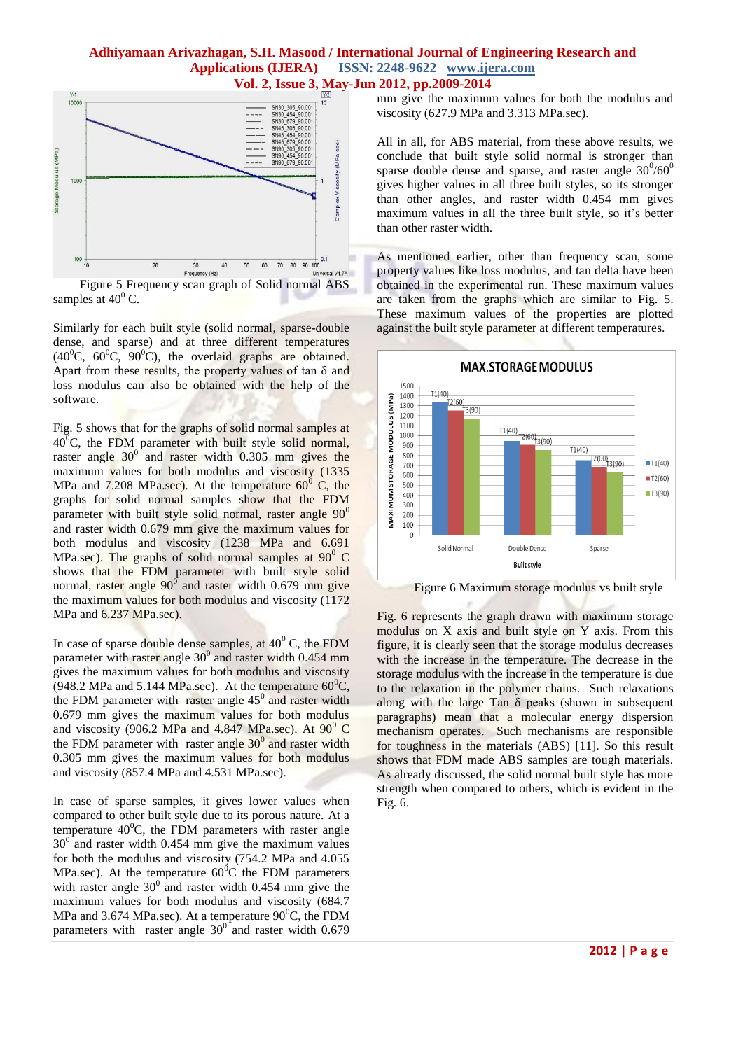Figure 5 Frequency scan graph of Solid normal ABS samples at $40^0$ C.

Similarly for each built style (solid normal, sparse-double dense, and sparse) and at three different temperatures ($40^0$C, $60^0$C, $90^0$C), the overlaid graphs are obtained. Apart from these results, the property values of tan δ and loss modulus can also be obtained with the help of the software.

Fig. 5 shows that for the graphs of solid normal samples at $40^0$C, the FDM parameter with built style solid normal, raster angle $30^0$ and raster width 0.305 mm gives the maximum values for both modulus and viscosity (1335 MPa and 7.208 MPa.sec). At the temperature $60^0$ C, the graphs for solid normal samples show that the FDM parameter with built style solid normal, raster angle $90^0$ and raster width 0.679 mm give the maximum values for both modulus and viscosity (1238 MPa and 6.691 MPa.sec). The graphs of solid normal samples at $90^0$ C shows that the FDM parameter with built style solid normal, raster angle $90^0$ and raster width 0.679 mm give the maximum values for both modulus and viscosity (1172 MPa and 6.237 MPa.sec).

In case of sparse double dense samples, at $40^0$ C, the FDM parameter with raster angle $30^0$ and raster width 0.454 mm gives the maximum values for both modulus and viscosity (948.2 MPa and 5.144 MPa.sec). At the temperature $60^0$C, the FDM parameter with raster angle $45^0$ and raster width 0.679 mm gives the maximum values for both modulus and viscosity (906.2 MPa and 4.847 MPa.sec). At $90^0$ C the FDM parameter with raster angle $30^0$ and raster width 0.305 mm gives the maximum values for both modulus and viscosity (857.4 MPa and 4.531 MPa.sec).

In case of sparse samples, it gives lower values when compared to other built style due to its porous nature. At a temperature $40^0$C, the FDM parameters with raster angle $30^0$ and raster width 0.454 mm give the maximum values for both the modulus and viscosity (754.2 MPa and 4.055 MPa.sec). At the temperature $60^0$C the FDM parameters with raster angle $30^0$ and raster width 0.454 mm give the maximum values for both modulus and viscosity (684.7 MPa and 3.674 MPa.sec). At a temperature $90^0$C, the FDM parameters with raster angle $30^0$ and raster width 0.679 mm give the maximum values for both the modulus and viscosity (627.9 MPa and 3.313 MPa.sec).

All in all, for ABS material, from these above results, we conclude that built style solid normal is stronger than sparse double dense and sparse, and raster angle $30^0/60^0$ gives higher values in all three built styles, so its stronger than other angles, and raster width 0.454 mm gives maximum values in all the three built style, so it's better than other raster width.

As mentioned earlier, other than frequency scan, some property values like loss modulus, and tan delta have been obtained in the experimental run. These maximum values are taken from the graphs which are similar to Fig. 5. These maximum values of the properties are plotted against the built style parameter at different temperatures.

Figure 6 Maximum storage modulus vs built style

Fig. 6 represents the graph drawn with maximum storage modulus on X axis and built style on Y axis. From this figure, it is clearly seen that the storage modulus decreases with the increase in the temperature. The decrease in the storage modulus with the increase in the temperature is due to the relaxation in the polymer chains. Such relaxations along with the large Tan δ peaks (shown in subsequent paragraphs) mean that a molecular energy dispersion mechanism operates. Such mechanisms are responsible for toughness in the materials (ABS) [11]. So this result shows that FDM made ABS samples are tough materials. As already discussed, the solid normal built style has more strength when compared to others, which is evident in the Fig. 6.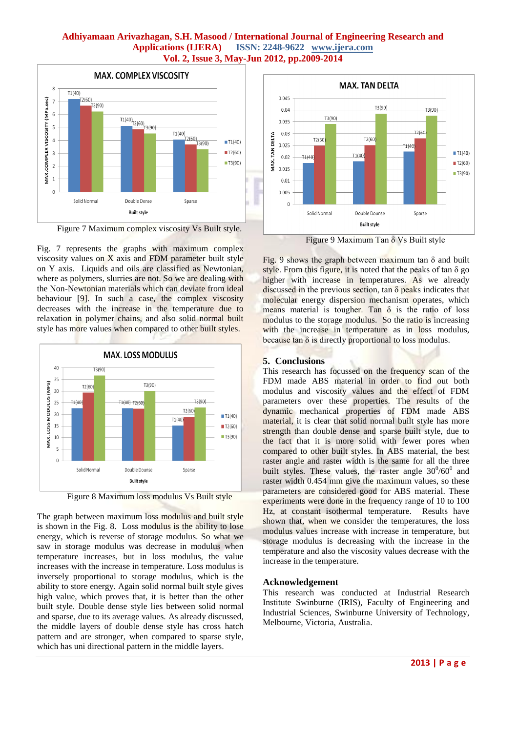Figure 7 Maximum complex viscosity Vs Built style.

Fig. 7 represents the graphs with maximum complex viscosity values on X axis and FDM parameter built style on Y axis. Liquids and oils are classified as Newtonian, where as polymers, slurries are not. So we are dealing with the Non-Newtonian materials which can deviate from ideal behaviour [9]. In such a case, the complex viscosity decreases with the increase in the temperature due to relaxation in polymer chains, and also solid normal built style has more values when compared to other built styles.

Figure 8 Maximum loss modulus Vs Built style

The graph between maximum loss modulus and built style is shown in the Fig. 8. Loss modulus is the ability to lose energy, which is reverse of storage modulus. So what we saw in storage modulus was decrease in modulus when temperature increases, but in loss modulus, the value increases with the increase in temperature. Loss modulus is inversely proportional to storage modulus, which is the ability to store energy. Again solid normal built style gives high value, which proves that, it is better than the other built style. Double dense style lies between solid normal and sparse, due to its average values. As already discussed, the middle layers of double dense style has cross hatch pattern and are stronger, when compared to sparse style, which has uni directional pattern in the middle layers.

Figure 9 Maximum Tan δ Vs Built style

Fig. 9 shows the graph between maximum tan δ and built style. From this figure, it is noted that the peaks of tan δ go higher with increase in temperatures. As we already discussed in the previous section, tan δ peaks indicates that molecular energy dispersion mechanism operates, which means material is tougher. Tan δ is the ratio of loss modulus to the storage modulus. So the ratio is increasing with the increase in temperature as in loss modulus, because tan δ is directly proportional to loss modulus.

## 5. Conclusions

This research has focussed on the frequency scan of the FDM made ABS material in order to find out both modulus and viscosity values and the effect of FDM parameters over these properties. The results of the dynamic mechanical properties of FDM made ABS material, it is clear that solid normal built style has more strength than double dense and sparse built style, due to the fact that it is more solid with fewer pores when compared to other built styles. In ABS material, the best raster angle and raster width is the same for all the three built styles. These values, the raster angle $30^0/60^0$ and raster width 0.454 mm give the maximum values, so these parameters are considered good for ABS material. These experiments were done in the frequency range of 10 to 100 Hz, at constant isothermal temperature. Results have shown that, when we consider the temperatures, the loss modulus values increase with increase in temperature, but storage modulus is decreasing with the increase in the temperature and also the viscosity values decrease with the increase in the temperature.

## Acknowledgement

This research was conducted at Industrial Research Institute Swinburne (IRIS), Faculty of Engineering and Industrial Sciences, Swinburne University of Technology, Melbourne, Victoria, Australia.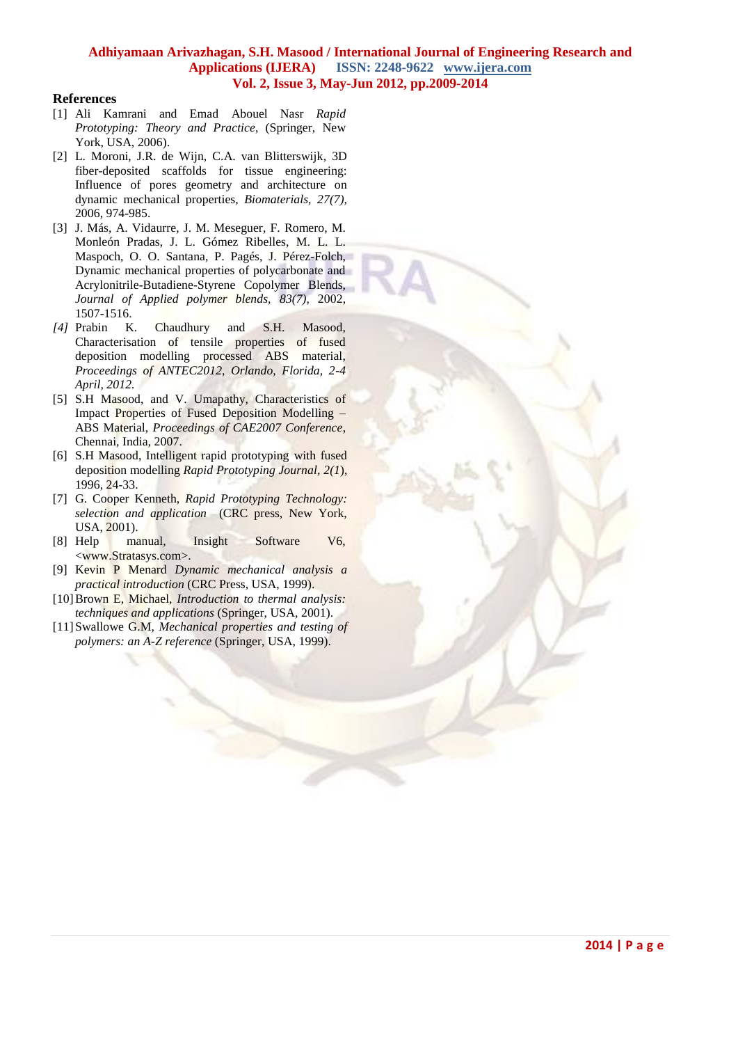## References

[1] Ali Kamrani and Emad Abouel Nasr *Rapid Prototyping: Theory and Practice*, (Springer, New York, USA, 2006).

[2] L. Moroni, J.R. de Wijn, C.A. van Blitterswijk, 3D fiber-deposited scaffolds for tissue engineering: Influence of pores geometry and architecture on dynamic mechanical properties, *Biomaterials, 27(7),* 2006, 974-985.

[3] J. Más, A. Vidaurre, J. M. Meseguer, F. Romero, M. Monleón Pradas, J. L. Gómez Ribelles, M. L. L. Maspoch, O. O. Santana, P. Pagés, J. Pérez-Folch, Dynamic mechanical properties of polycarbonate and Acrylonitrile-Butadiene-Styrene Copolymer Blends, *Journal of Applied polymer blends, 83(7),* 2002, 1507-1516.

*[4]* Prabin K. Chaudhury and S.H. Masood, Characterisation of tensile properties of fused deposition modelling processed ABS material, *Proceedings of ANTEC2012, Orlando, Florida, 2-4 April, 2012.*

[5] S.H Masood, and V. Umapathy, Characteristics of Impact Properties of Fused Deposition Modelling – ABS Material, *Proceedings of CAE2007 Conference*, Chennai, India, 2007.

[6] S.H Masood, Intelligent rapid prototyping with fused deposition modelling *Rapid Prototyping Journal, 2(1*), 1996, 24-33.

[7] G. Cooper Kenneth, *Rapid Prototyping Technology: selection and application* (CRC press, New York, USA, 2001).

[8] Help manual, Insight Software V6, <www.Stratasys.com>.

[9] Kevin P Menard *Dynamic mechanical analysis a practical introduction* (CRC Press, USA, 1999).

[10] Brown E, Michael, *Introduction to thermal analysis: techniques and applications* (Springer, USA, 2001).

[11] Swallowe G.M, *Mechanical properties and testing of polymers: an A-Z reference* (Springer, USA, 1999).